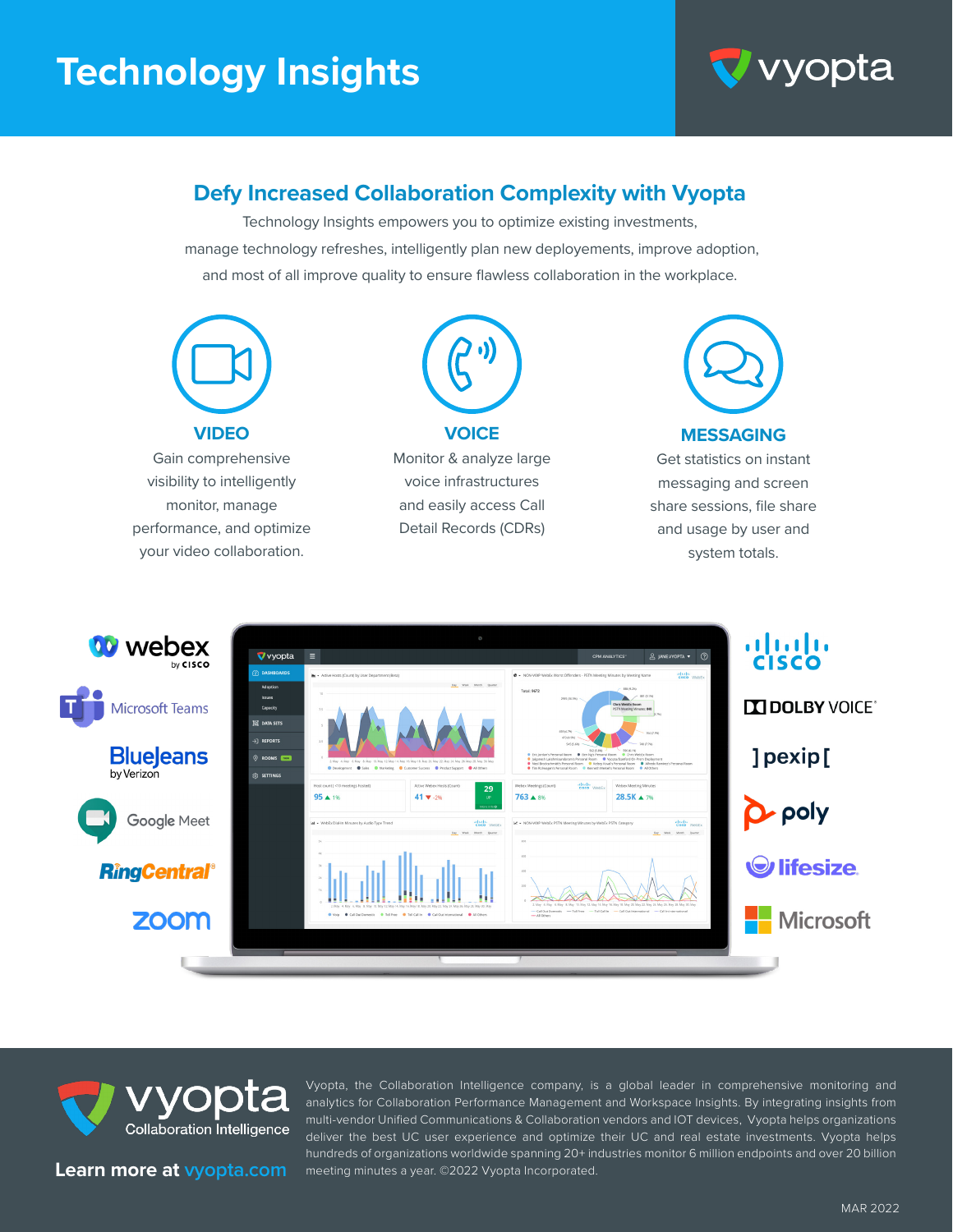# Technology Insights

## Defy Increased Collaboration Complexity with Vyopta

Technology Insights empowers you to optimize existing investments, manage technology refreshes, intelligently plan new deployements, improve adoption, and most of all improve quality to ensure flawless collaboration in the workplace.

### VIDEO

Gain comprehensive visibility to intelligently monitor, manage performance, and optimize your video collaboration.

### VOICE

Monitor & analyze large voice infrastructures and easily access Call Detail Records (CDRs)

### MESSAGING

Get statistics on instant messaging and screen share sessions, file share and usage by user and system totals.

vyopta Collaboration Intelligence

**Learn more at vyopta.com**

Vyopta, the Collaboration Intelligence company, is a global leader in comprehensive monitoring and analytics for Collaboration Performance Management and Workspace Insights. By integrating insights from multi-vendor Unified Communications & Collaboration vendors and IOT devices, Vyopta helps organizations deliver the best UC user experience and optimize their UC and real estate investments. Vyopta helps hundreds of organizations worldwide spanning 20+ industries monitor 6 million endpoints and over 20 billion meeting minutes a year. ©2022 Vyopta Incorporated.

MAR 2022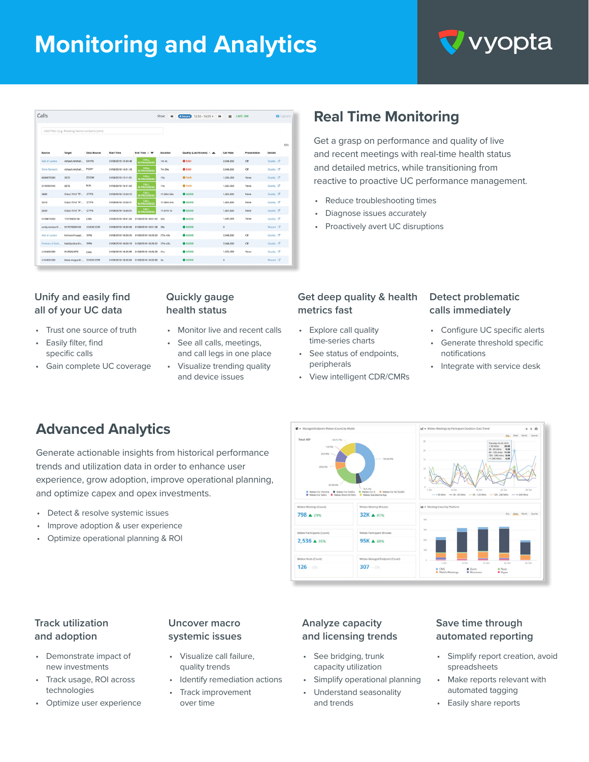# Monitoring and Analytics

vyopta

## Real Time Monitoring

Get a grasp on performance and quality of live and recent meetings with real-time health status and detailed metrics, while transitioning from reactive to proactive UC performance management.

- Reduce troubleshooting times
- Diagnose issues accurately
- Proactively avert UC disruptions

### Unify and easily find all of your UC data

- Trust one source of truth
- Easily filter, find specific calls
- Gain complete UC coverage

### Quickly gauge health status

- Monitor live and recent calls
- See all calls, meetings, and call legs in one place
- Visualize trending quality and device issues

### Get deep quality & health metrics fast

- Explore call quality time-series charts
- See status of endpoints, peripherals
- View intelligent CDR/CMRs

### Detect problematic calls immediately

- Configure UC specific alerts
- Generate threshold specific notifications
- Integrate with service desk

## Advanced Analytics

Generate actionable insights from historical performance trends and utilization data in order to enhance user experience, grow adoption, improve operational planning, and optimize capex and opex investments.

- Detect & resolve systemic issues
- Improve adoption & user experience
- Optimize operational planning & ROI

### Track utilization and adoption

- Demonstrate impact of new investments
- Track usage, ROI across technologies
- Optimize user experience

### Uncover macro systemic issues

- Visualize call failure, quality trends
- Identify remediation actions
- Track improvement over time

### Analyze capacity and licensing trends

- See bridging, trunk capacity utilization
- Simplify operational planning
- Understand seasonality and trends

### Save time through automated reporting

- Simplify report creation, avoid spreadsheets
- Make reports relevant with automated tagging
- Easily share reports